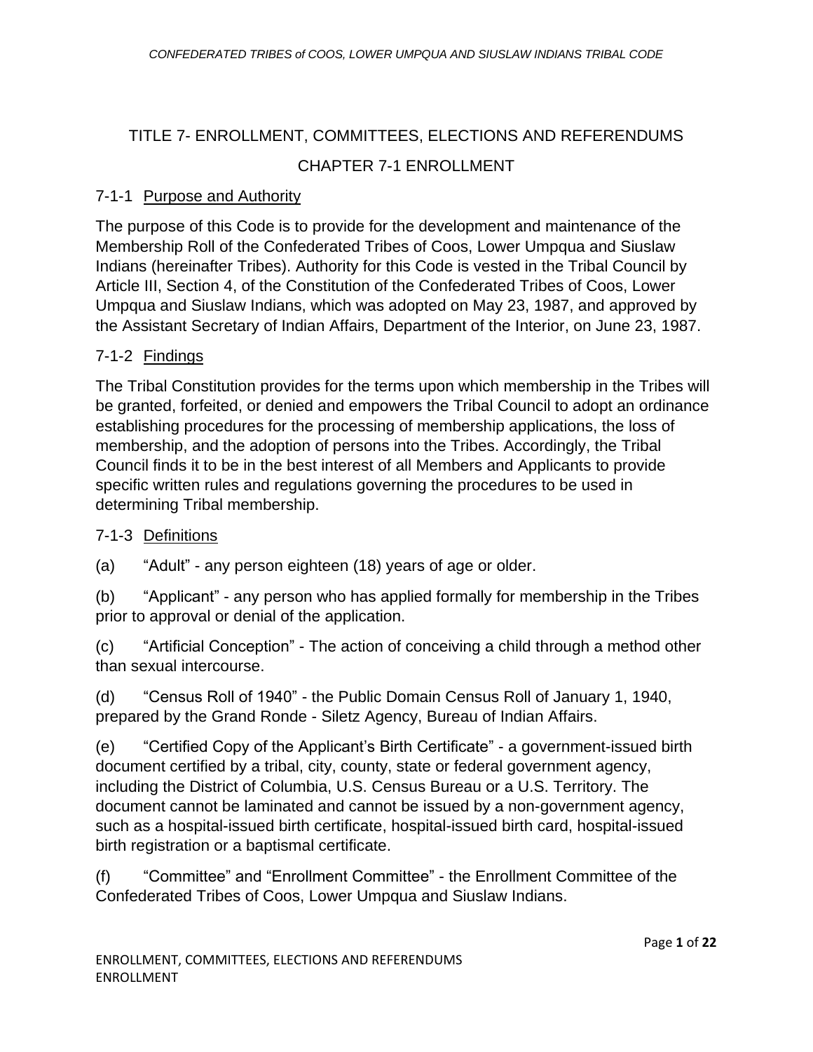# TITLE 7- ENROLLMENT, COMMITTEES, ELECTIONS AND REFERENDUMS

## CHAPTER 7-1 ENROLLMENT

### 7-1-1 Purpose and Authority

The purpose of this Code is to provide for the development and maintenance of the Membership Roll of the Confederated Tribes of Coos, Lower Umpqua and Siuslaw Indians (hereinafter Tribes). Authority for this Code is vested in the Tribal Council by Article III, Section 4, of the Constitution of the Confederated Tribes of Coos, Lower Umpqua and Siuslaw Indians, which was adopted on May 23, 1987, and approved by the Assistant Secretary of Indian Affairs, Department of the Interior, on June 23, 1987.

### 7-1-2 Findings

The Tribal Constitution provides for the terms upon which membership in the Tribes will be granted, forfeited, or denied and empowers the Tribal Council to adopt an ordinance establishing procedures for the processing of membership applications, the loss of membership, and the adoption of persons into the Tribes. Accordingly, the Tribal Council finds it to be in the best interest of all Members and Applicants to provide specific written rules and regulations governing the procedures to be used in determining Tribal membership.

### 7-1-3 Definitions

(a) "Adult" - any person eighteen (18) years of age or older.

(b) "Applicant" - any person who has applied formally for membership in the Tribes prior to approval or denial of the application.

(c) "Artificial Conception" - The action of conceiving a child through a method other than sexual intercourse.

(d) "Census Roll of 1940" - the Public Domain Census Roll of January 1, 1940, prepared by the Grand Ronde - Siletz Agency, Bureau of Indian Affairs.

(e) "Certified Copy of the Applicant's Birth Certificate" - a government-issued birth document certified by a tribal, city, county, state or federal government agency, including the District of Columbia, U.S. Census Bureau or a U.S. Territory. The document cannot be laminated and cannot be issued by a non-government agency, such as a hospital-issued birth certificate, hospital-issued birth card, hospital-issued birth registration or a baptismal certificate.

(f) "Committee" and "Enrollment Committee" - the Enrollment Committee of the Confederated Tribes of Coos, Lower Umpqua and Siuslaw Indians.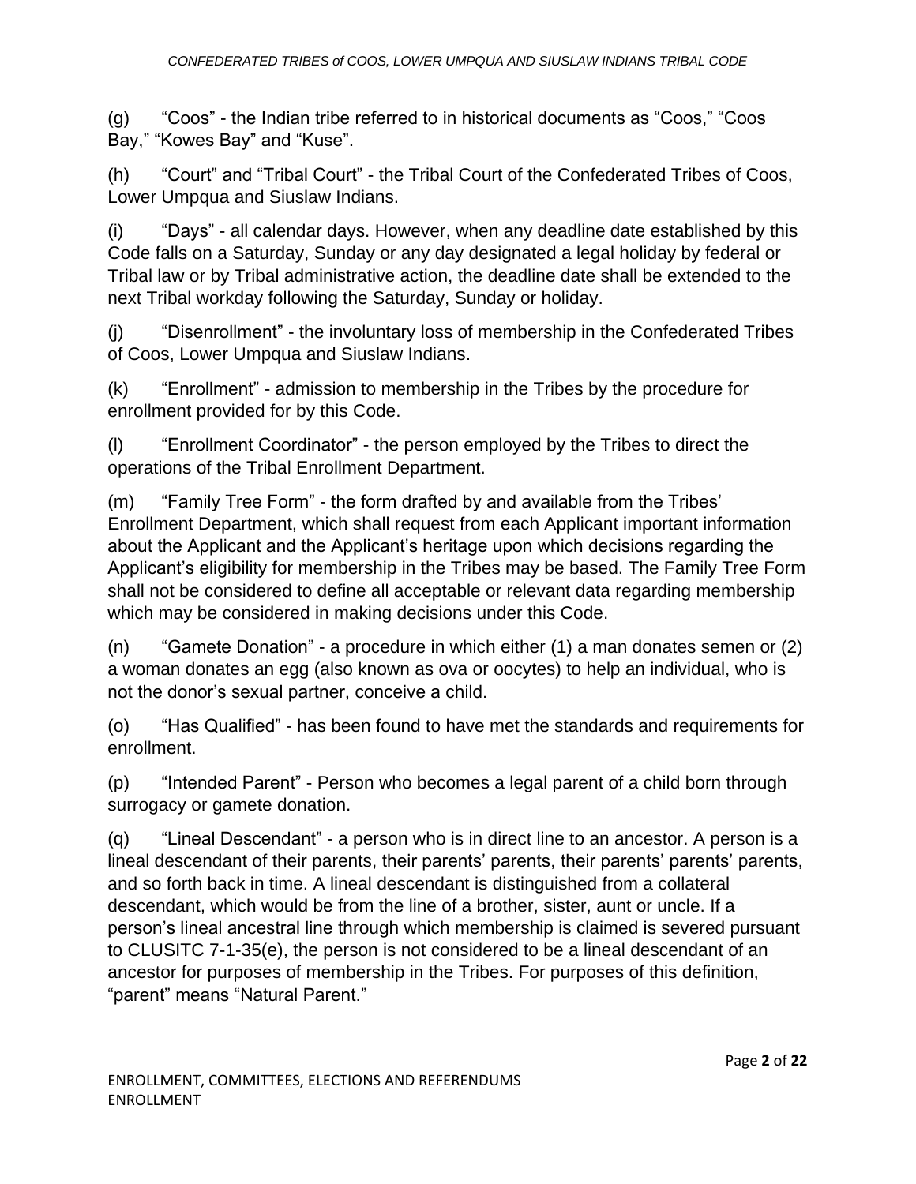(g) "Coos" - the Indian tribe referred to in historical documents as "Coos," "Coos Bay," "Kowes Bay" and "Kuse".

(h) "Court" and "Tribal Court" - the Tribal Court of the Confederated Tribes of Coos, Lower Umpqua and Siuslaw Indians.

(i) "Days" - all calendar days. However, when any deadline date established by this Code falls on a Saturday, Sunday or any day designated a legal holiday by federal or Tribal law or by Tribal administrative action, the deadline date shall be extended to the next Tribal workday following the Saturday, Sunday or holiday.

(j) "Disenrollment" - the involuntary loss of membership in the Confederated Tribes of Coos, Lower Umpqua and Siuslaw Indians.

(k) "Enrollment" - admission to membership in the Tribes by the procedure for enrollment provided for by this Code.

(l) "Enrollment Coordinator" - the person employed by the Tribes to direct the operations of the Tribal Enrollment Department.

(m) "Family Tree Form" - the form drafted by and available from the Tribes' Enrollment Department, which shall request from each Applicant important information about the Applicant and the Applicant's heritage upon which decisions regarding the Applicant's eligibility for membership in the Tribes may be based. The Family Tree Form shall not be considered to define all acceptable or relevant data regarding membership which may be considered in making decisions under this Code.

(n) "Gamete Donation" - a procedure in which either (1) a man donates semen or (2) a woman donates an egg (also known as ova or oocytes) to help an individual, who is not the donor's sexual partner, conceive a child.

(o) "Has Qualified" - has been found to have met the standards and requirements for enrollment.

(p) "Intended Parent" - Person who becomes a legal parent of a child born through surrogacy or gamete donation.

(q) "Lineal Descendant" - a person who is in direct line to an ancestor. A person is a lineal descendant of their parents, their parents' parents, their parents' parents' parents, and so forth back in time. A lineal descendant is distinguished from a collateral descendant, which would be from the line of a brother, sister, aunt or uncle. If a person's lineal ancestral line through which membership is claimed is severed pursuant to CLUSITC 7-1-35(e), the person is not considered to be a lineal descendant of an ancestor for purposes of membership in the Tribes. For purposes of this definition, "parent" means "Natural Parent."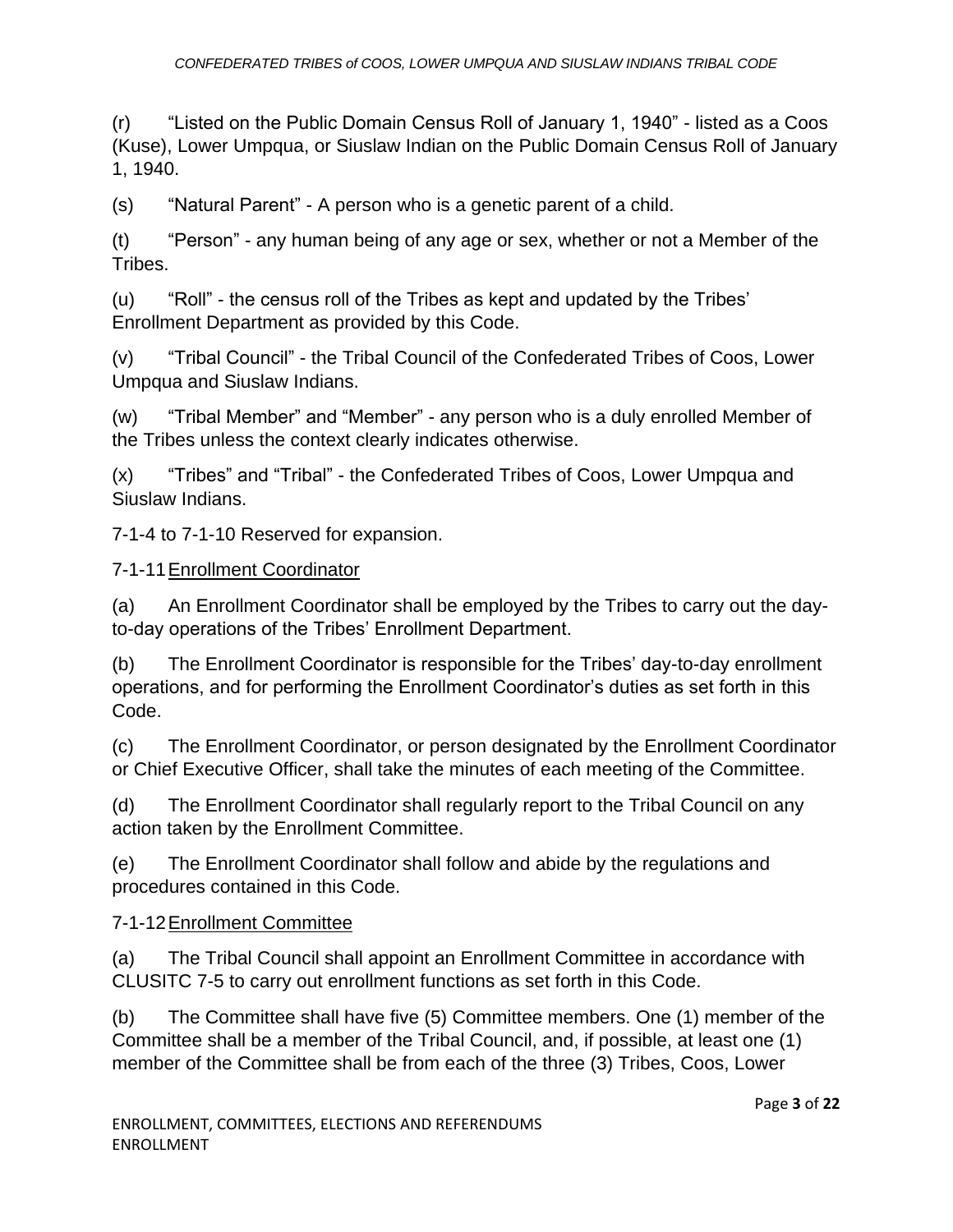(r) "Listed on the Public Domain Census Roll of January 1, 1940" - listed as a Coos (Kuse), Lower Umpqua, or Siuslaw Indian on the Public Domain Census Roll of January 1, 1940.

(s) "Natural Parent" - A person who is a genetic parent of a child.

(t) "Person" - any human being of any age or sex, whether or not a Member of the Tribes.

(u) "Roll" - the census roll of the Tribes as kept and updated by the Tribes' Enrollment Department as provided by this Code.

(v) "Tribal Council" - the Tribal Council of the Confederated Tribes of Coos, Lower Umpqua and Siuslaw Indians.

(w) "Tribal Member" and "Member" - any person who is a duly enrolled Member of the Tribes unless the context clearly indicates otherwise.

(x) "Tribes" and "Tribal" - the Confederated Tribes of Coos, Lower Umpqua and Siuslaw Indians.

7-1-4 to 7-1-10 Reserved for expansion.

7-1-11 Enrollment Coordinator

(a) An Enrollment Coordinator shall be employed by the Tribes to carry out the day-to-day operations of the Tribes' Enrollment Department.

(b) The Enrollment Coordinator is responsible for the Tribes' day-to-day enrollment operations, and for performing the Enrollment Coordinator's duties as set forth in this Code.

(c) The Enrollment Coordinator, or person designated by the Enrollment Coordinator or Chief Executive Officer, shall take the minutes of each meeting of the Committee.

(d) The Enrollment Coordinator shall regularly report to the Tribal Council on any action taken by the Enrollment Committee.

(e) The Enrollment Coordinator shall follow and abide by the regulations and procedures contained in this Code.

7-1-12 Enrollment Committee

(a) The Tribal Council shall appoint an Enrollment Committee in accordance with CLUSITC 7-5 to carry out enrollment functions as set forth in this Code.

(b) The Committee shall have five (5) Committee members. One (1) member of the Committee shall be a member of the Tribal Council, and, if possible, at least one (1) member of the Committee shall be from each of the three (3) Tribes, Coos, Lower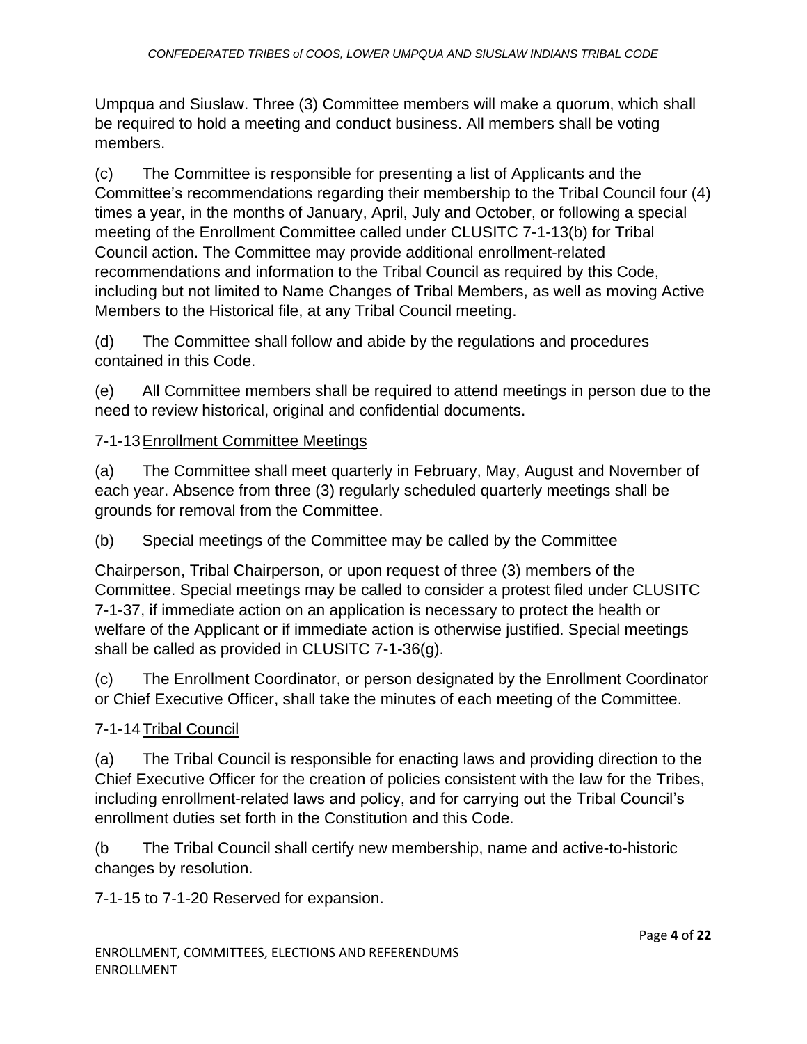Umpqua and Siuslaw. Three (3) Committee members will make a quorum, which shall be required to hold a meeting and conduct business. All members shall be voting members.

(c) The Committee is responsible for presenting a list of Applicants and the Committee's recommendations regarding their membership to the Tribal Council four (4) times a year, in the months of January, April, July and October, or following a special meeting of the Enrollment Committee called under CLUSITC 7-1-13(b) for Tribal Council action. The Committee may provide additional enrollment-related recommendations and information to the Tribal Council as required by this Code, including but not limited to Name Changes of Tribal Members, as well as moving Active Members to the Historical file, at any Tribal Council meeting.

(d) The Committee shall follow and abide by the regulations and procedures contained in this Code.

(e) All Committee members shall be required to attend meetings in person due to the need to review historical, original and confidential documents.

7-1-13 Enrollment Committee Meetings

(a) The Committee shall meet quarterly in February, May, August and November of each year. Absence from three (3) regularly scheduled quarterly meetings shall be grounds for removal from the Committee.

(b) Special meetings of the Committee may be called by the Committee

Chairperson, Tribal Chairperson, or upon request of three (3) members of the Committee. Special meetings may be called to consider a protest filed under CLUSITC 7-1-37, if immediate action on an application is necessary to protect the health or welfare of the Applicant or if immediate action is otherwise justified. Special meetings shall be called as provided in CLUSITC 7-1-36(g).

(c) The Enrollment Coordinator, or person designated by the Enrollment Coordinator or Chief Executive Officer, shall take the minutes of each meeting of the Committee.

7-1-14 Tribal Council

(a) The Tribal Council is responsible for enacting laws and providing direction to the Chief Executive Officer for the creation of policies consistent with the law for the Tribes, including enrollment-related laws and policy, and for carrying out the Tribal Council's enrollment duties set forth in the Constitution and this Code.

(b The Tribal Council shall certify new membership, name and active-to-historic changes by resolution.

7-1-15 to 7-1-20 Reserved for expansion.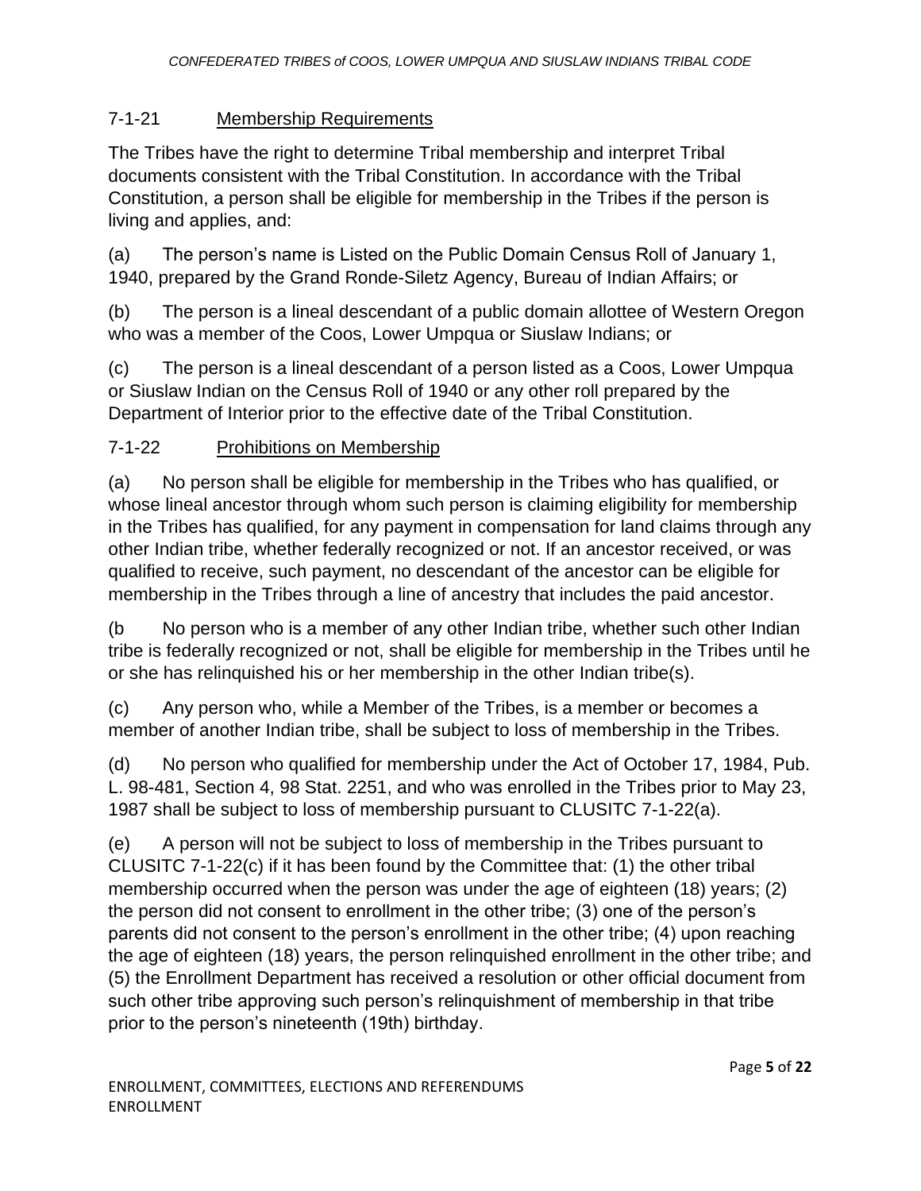## 7-1-21 Membership Requirements

The Tribes have the right to determine Tribal membership and interpret Tribal documents consistent with the Tribal Constitution. In accordance with the Tribal Constitution, a person shall be eligible for membership in the Tribes if the person is living and applies, and:

(a) The person's name is Listed on the Public Domain Census Roll of January 1, 1940, prepared by the Grand Ronde-Siletz Agency, Bureau of Indian Affairs; or

(b) The person is a lineal descendant of a public domain allottee of Western Oregon who was a member of the Coos, Lower Umpqua or Siuslaw Indians; or

(c) The person is a lineal descendant of a person listed as a Coos, Lower Umpqua or Siuslaw Indian on the Census Roll of 1940 or any other roll prepared by the Department of Interior prior to the effective date of the Tribal Constitution.

## 7-1-22 Prohibitions on Membership

(a) No person shall be eligible for membership in the Tribes who has qualified, or whose lineal ancestor through whom such person is claiming eligibility for membership in the Tribes has qualified, for any payment in compensation for land claims through any other Indian tribe, whether federally recognized or not. If an ancestor received, or was qualified to receive, such payment, no descendant of the ancestor can be eligible for membership in the Tribes through a line of ancestry that includes the paid ancestor.

(b No person who is a member of any other Indian tribe, whether such other Indian tribe is federally recognized or not, shall be eligible for membership in the Tribes until he or she has relinquished his or her membership in the other Indian tribe(s).

(c) Any person who, while a Member of the Tribes, is a member or becomes a member of another Indian tribe, shall be subject to loss of membership in the Tribes.

(d) No person who qualified for membership under the Act of October 17, 1984, Pub. L. 98-481, Section 4, 98 Stat. 2251, and who was enrolled in the Tribes prior to May 23, 1987 shall be subject to loss of membership pursuant to CLUSITC 7-1-22(a).

(e) A person will not be subject to loss of membership in the Tribes pursuant to CLUSITC 7-1-22(c) if it has been found by the Committee that: (1) the other tribal membership occurred when the person was under the age of eighteen (18) years; (2) the person did not consent to enrollment in the other tribe; (3) one of the person's parents did not consent to the person's enrollment in the other tribe; (4) upon reaching the age of eighteen (18) years, the person relinquished enrollment in the other tribe; and (5) the Enrollment Department has received a resolution or other official document from such other tribe approving such person's relinquishment of membership in that tribe prior to the person's nineteenth (19th) birthday.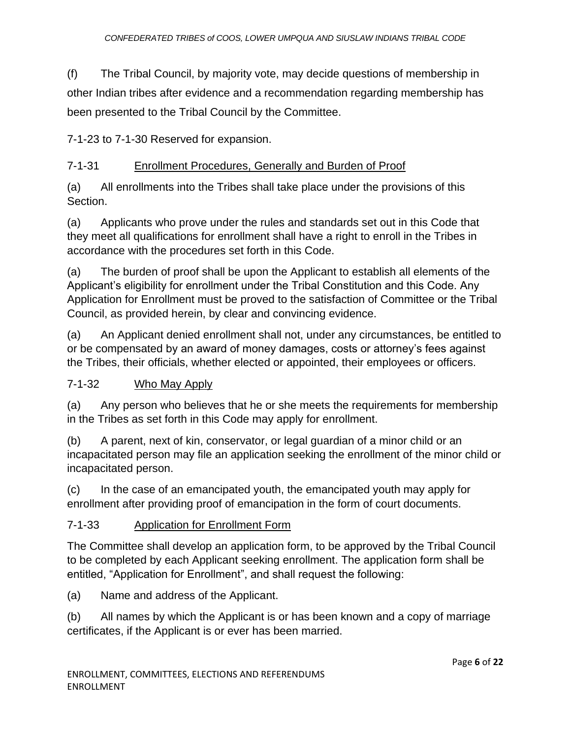(f) The Tribal Council, by majority vote, may decide questions of membership in other Indian tribes after evidence and a recommendation regarding membership has been presented to the Tribal Council by the Committee.

7-1-23 to 7-1-30 Reserved for expansion.

### 7-1-31 Enrollment Procedures, Generally and Burden of Proof

(a) All enrollments into the Tribes shall take place under the provisions of this Section.

(a) Applicants who prove under the rules and standards set out in this Code that they meet all qualifications for enrollment shall have a right to enroll in the Tribes in accordance with the procedures set forth in this Code.

(a) The burden of proof shall be upon the Applicant to establish all elements of the Applicant's eligibility for enrollment under the Tribal Constitution and this Code. Any Application for Enrollment must be proved to the satisfaction of Committee or the Tribal Council, as provided herein, by clear and convincing evidence.

(a) An Applicant denied enrollment shall not, under any circumstances, be entitled to or be compensated by an award of money damages, costs or attorney's fees against the Tribes, their officials, whether elected or appointed, their employees or officers.

### 7-1-32 Who May Apply

(a) Any person who believes that he or she meets the requirements for membership in the Tribes as set forth in this Code may apply for enrollment.

(b) A parent, next of kin, conservator, or legal guardian of a minor child or an incapacitated person may file an application seeking the enrollment of the minor child or incapacitated person.

(c) In the case of an emancipated youth, the emancipated youth may apply for enrollment after providing proof of emancipation in the form of court documents.

### 7-1-33 Application for Enrollment Form

The Committee shall develop an application form, to be approved by the Tribal Council to be completed by each Applicant seeking enrollment. The application form shall be entitled, "Application for Enrollment", and shall request the following:

(a) Name and address of the Applicant.

(b) All names by which the Applicant is or has been known and a copy of marriage certificates, if the Applicant is or ever has been married.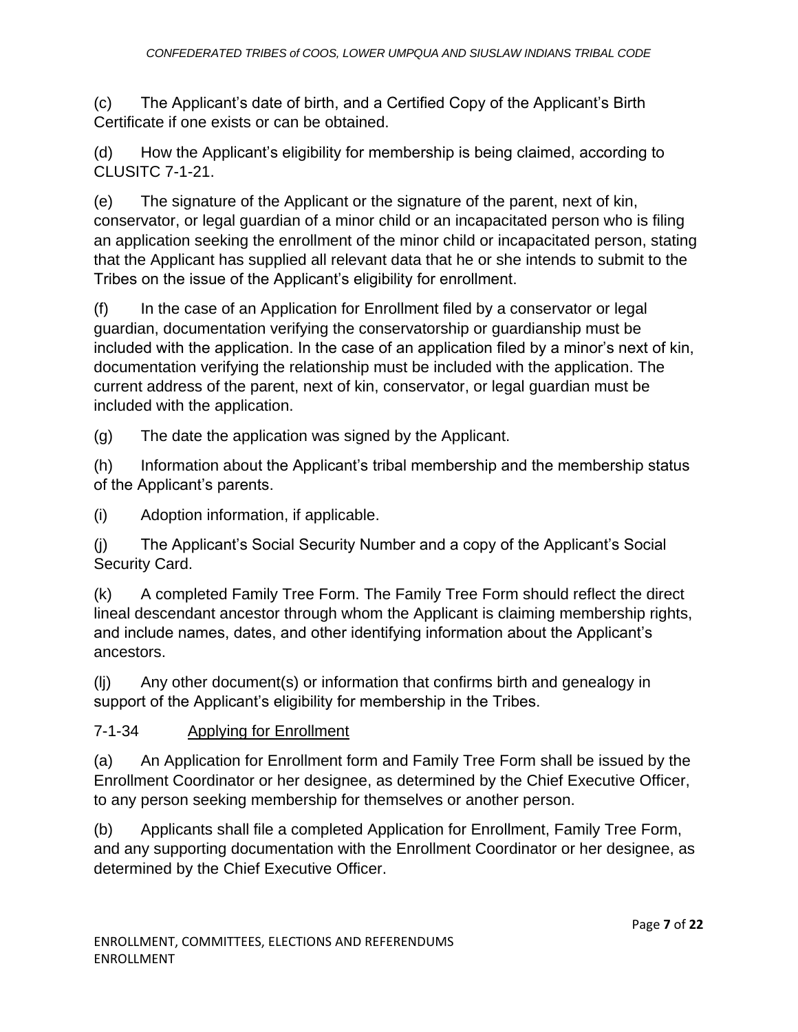(c) The Applicant's date of birth, and a Certified Copy of the Applicant's Birth Certificate if one exists or can be obtained.

(d) How the Applicant's eligibility for membership is being claimed, according to CLUSITC 7-1-21.

(e) The signature of the Applicant or the signature of the parent, next of kin, conservator, or legal guardian of a minor child or an incapacitated person who is filing an application seeking the enrollment of the minor child or incapacitated person, stating that the Applicant has supplied all relevant data that he or she intends to submit to the Tribes on the issue of the Applicant's eligibility for enrollment.

(f) In the case of an Application for Enrollment filed by a conservator or legal guardian, documentation verifying the conservatorship or guardianship must be included with the application. In the case of an application filed by a minor's next of kin, documentation verifying the relationship must be included with the application. The current address of the parent, next of kin, conservator, or legal guardian must be included with the application.

(g) The date the application was signed by the Applicant.

(h) Information about the Applicant's tribal membership and the membership status of the Applicant's parents.

(i) Adoption information, if applicable.

(j) The Applicant's Social Security Number and a copy of the Applicant's Social Security Card.

(k) A completed Family Tree Form. The Family Tree Form should reflect the direct lineal descendant ancestor through whom the Applicant is claiming membership rights, and include names, dates, and other identifying information about the Applicant's ancestors.

(lj) Any other document(s) or information that confirms birth and genealogy in support of the Applicant's eligibility for membership in the Tribes.

7-1-34 Applying for Enrollment

(a) An Application for Enrollment form and Family Tree Form shall be issued by the Enrollment Coordinator or her designee, as determined by the Chief Executive Officer, to any person seeking membership for themselves or another person.

(b) Applicants shall file a completed Application for Enrollment, Family Tree Form, and any supporting documentation with the Enrollment Coordinator or her designee, as determined by the Chief Executive Officer.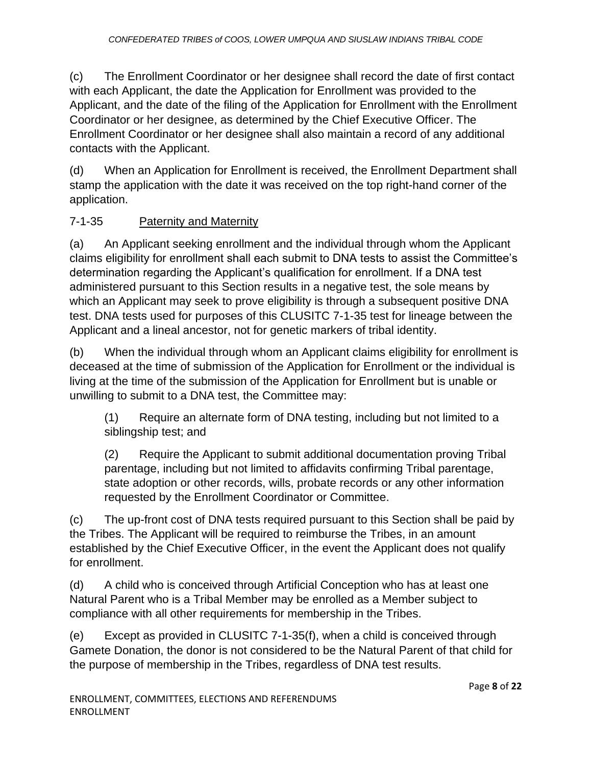(c) The Enrollment Coordinator or her designee shall record the date of first contact with each Applicant, the date the Application for Enrollment was provided to the Applicant, and the date of the filing of the Application for Enrollment with the Enrollment Coordinator or her designee, as determined by the Chief Executive Officer. The Enrollment Coordinator or her designee shall also maintain a record of any additional contacts with the Applicant.

(d) When an Application for Enrollment is received, the Enrollment Department shall stamp the application with the date it was received on the top right-hand corner of the application.

7-1-35 Paternity and Maternity

(a) An Applicant seeking enrollment and the individual through whom the Applicant claims eligibility for enrollment shall each submit to DNA tests to assist the Committee's determination regarding the Applicant's qualification for enrollment. If a DNA test administered pursuant to this Section results in a negative test, the sole means by which an Applicant may seek to prove eligibility is through a subsequent positive DNA test. DNA tests used for purposes of this CLUSITC 7-1-35 test for lineage between the Applicant and a lineal ancestor, not for genetic markers of tribal identity.

(b) When the individual through whom an Applicant claims eligibility for enrollment is deceased at the time of submission of the Application for Enrollment or the individual is living at the time of the submission of the Application for Enrollment but is unable or unwilling to submit to a DNA test, the Committee may:

> (1) Require an alternate form of DNA testing, including but not limited to a siblingship test; and
>
> (2) Require the Applicant to submit additional documentation proving Tribal parentage, including but not limited to affidavits confirming Tribal parentage, state adoption or other records, wills, probate records or any other information requested by the Enrollment Coordinator or Committee.

(c) The up-front cost of DNA tests required pursuant to this Section shall be paid by the Tribes. The Applicant will be required to reimburse the Tribes, in an amount established by the Chief Executive Officer, in the event the Applicant does not qualify for enrollment.

(d) A child who is conceived through Artificial Conception who has at least one Natural Parent who is a Tribal Member may be enrolled as a Member subject to compliance with all other requirements for membership in the Tribes.

(e) Except as provided in CLUSITC 7-1-35(f), when a child is conceived through Gamete Donation, the donor is not considered to be the Natural Parent of that child for the purpose of membership in the Tribes, regardless of DNA test results.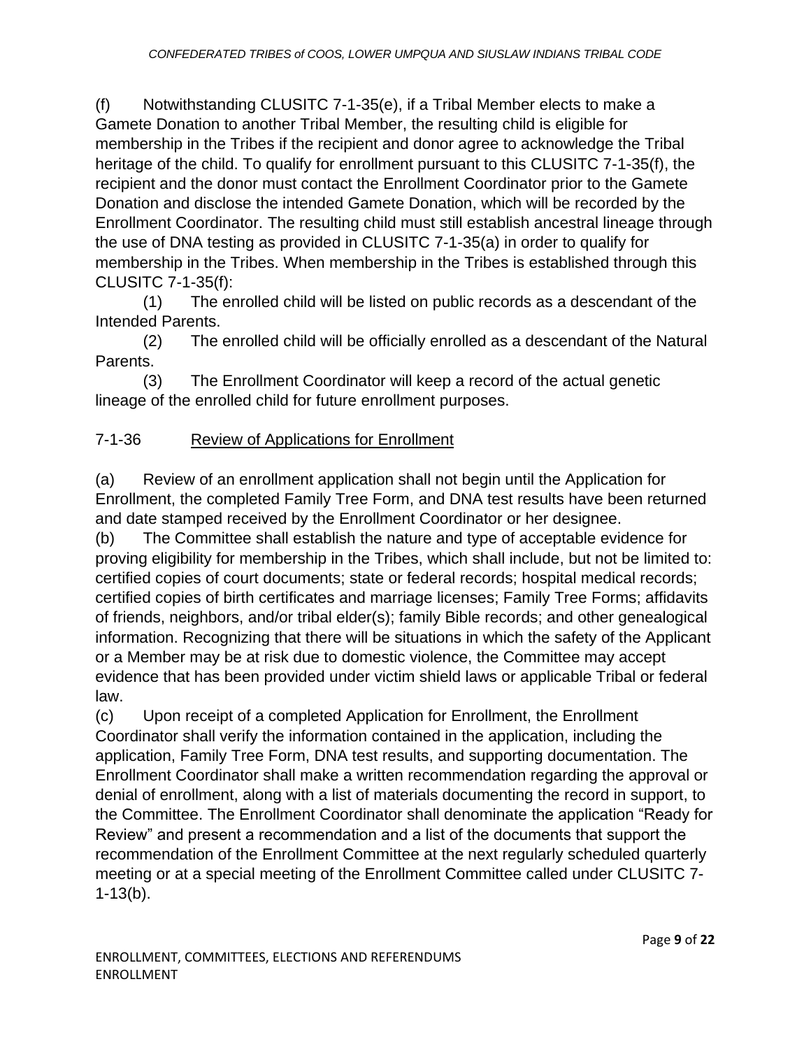(f) Notwithstanding CLUSITC 7-1-35(e), if a Tribal Member elects to make a Gamete Donation to another Tribal Member, the resulting child is eligible for membership in the Tribes if the recipient and donor agree to acknowledge the Tribal heritage of the child. To qualify for enrollment pursuant to this CLUSITC 7-1-35(f), the recipient and the donor must contact the Enrollment Coordinator prior to the Gamete Donation and disclose the intended Gamete Donation, which will be recorded by the Enrollment Coordinator. The resulting child must still establish ancestral lineage through the use of DNA testing as provided in CLUSITC 7-1-35(a) in order to qualify for membership in the Tribes. When membership in the Tribes is established through this CLUSITC 7-1-35(f):

(1) The enrolled child will be listed on public records as a descendant of the Intended Parents.

(2) The enrolled child will be officially enrolled as a descendant of the Natural Parents.

(3) The Enrollment Coordinator will keep a record of the actual genetic lineage of the enrolled child for future enrollment purposes.

### 7-1-36 Review of Applications for Enrollment

(a) Review of an enrollment application shall not begin until the Application for Enrollment, the completed Family Tree Form, and DNA test results have been returned and date stamped received by the Enrollment Coordinator or her designee.

(b) The Committee shall establish the nature and type of acceptable evidence for proving eligibility for membership in the Tribes, which shall include, but not be limited to: certified copies of court documents; state or federal records; hospital medical records; certified copies of birth certificates and marriage licenses; Family Tree Forms; affidavits of friends, neighbors, and/or tribal elder(s); family Bible records; and other genealogical information. Recognizing that there will be situations in which the safety of the Applicant or a Member may be at risk due to domestic violence, the Committee may accept evidence that has been provided under victim shield laws or applicable Tribal or federal law.

(c) Upon receipt of a completed Application for Enrollment, the Enrollment Coordinator shall verify the information contained in the application, including the application, Family Tree Form, DNA test results, and supporting documentation. The Enrollment Coordinator shall make a written recommendation regarding the approval or denial of enrollment, along with a list of materials documenting the record in support, to the Committee. The Enrollment Coordinator shall denominate the application "Ready for Review" and present a recommendation and a list of the documents that support the recommendation of the Enrollment Committee at the next regularly scheduled quarterly meeting or at a special meeting of the Enrollment Committee called under CLUSITC 7-1-13(b).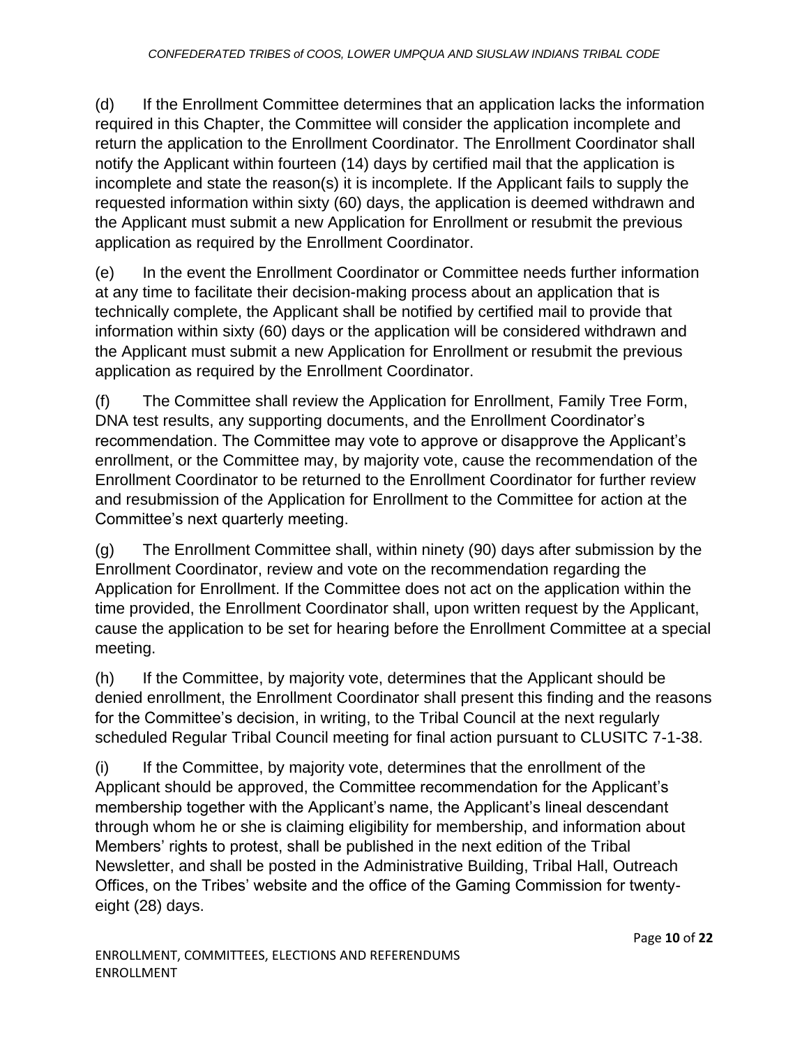(d) If the Enrollment Committee determines that an application lacks the information required in this Chapter, the Committee will consider the application incomplete and return the application to the Enrollment Coordinator. The Enrollment Coordinator shall notify the Applicant within fourteen (14) days by certified mail that the application is incomplete and state the reason(s) it is incomplete. If the Applicant fails to supply the requested information within sixty (60) days, the application is deemed withdrawn and the Applicant must submit a new Application for Enrollment or resubmit the previous application as required by the Enrollment Coordinator.

(e) In the event the Enrollment Coordinator or Committee needs further information at any time to facilitate their decision-making process about an application that is technically complete, the Applicant shall be notified by certified mail to provide that information within sixty (60) days or the application will be considered withdrawn and the Applicant must submit a new Application for Enrollment or resubmit the previous application as required by the Enrollment Coordinator.

(f) The Committee shall review the Application for Enrollment, Family Tree Form, DNA test results, any supporting documents, and the Enrollment Coordinator's recommendation. The Committee may vote to approve or disapprove the Applicant's enrollment, or the Committee may, by majority vote, cause the recommendation of the Enrollment Coordinator to be returned to the Enrollment Coordinator for further review and resubmission of the Application for Enrollment to the Committee for action at the Committee's next quarterly meeting.

(g) The Enrollment Committee shall, within ninety (90) days after submission by the Enrollment Coordinator, review and vote on the recommendation regarding the Application for Enrollment. If the Committee does not act on the application within the time provided, the Enrollment Coordinator shall, upon written request by the Applicant, cause the application to be set for hearing before the Enrollment Committee at a special meeting.

(h) If the Committee, by majority vote, determines that the Applicant should be denied enrollment, the Enrollment Coordinator shall present this finding and the reasons for the Committee's decision, in writing, to the Tribal Council at the next regularly scheduled Regular Tribal Council meeting for final action pursuant to CLUSITC 7-1-38.

(i) If the Committee, by majority vote, determines that the enrollment of the Applicant should be approved, the Committee recommendation for the Applicant's membership together with the Applicant's name, the Applicant's lineal descendant through whom he or she is claiming eligibility for membership, and information about Members' rights to protest, shall be published in the next edition of the Tribal Newsletter, and shall be posted in the Administrative Building, Tribal Hall, Outreach Offices, on the Tribes' website and the office of the Gaming Commission for twenty-eight (28) days.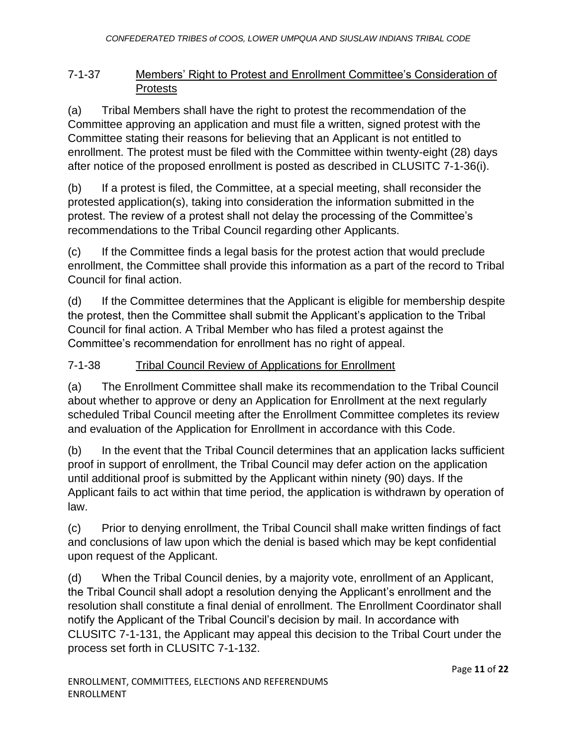### 7-1-37 Members' Right to Protest and Enrollment Committee's Consideration of Protests

(a) Tribal Members shall have the right to protest the recommendation of the Committee approving an application and must file a written, signed protest with the Committee stating their reasons for believing that an Applicant is not entitled to enrollment. The protest must be filed with the Committee within twenty-eight (28) days after notice of the proposed enrollment is posted as described in CLUSITC 7-1-36(i).

(b) If a protest is filed, the Committee, at a special meeting, shall reconsider the protested application(s), taking into consideration the information submitted in the protest. The review of a protest shall not delay the processing of the Committee's recommendations to the Tribal Council regarding other Applicants.

(c) If the Committee finds a legal basis for the protest action that would preclude enrollment, the Committee shall provide this information as a part of the record to Tribal Council for final action.

(d) If the Committee determines that the Applicant is eligible for membership despite the protest, then the Committee shall submit the Applicant's application to the Tribal Council for final action. A Tribal Member who has filed a protest against the Committee's recommendation for enrollment has no right of appeal.

### 7-1-38 Tribal Council Review of Applications for Enrollment

(a) The Enrollment Committee shall make its recommendation to the Tribal Council about whether to approve or deny an Application for Enrollment at the next regularly scheduled Tribal Council meeting after the Enrollment Committee completes its review and evaluation of the Application for Enrollment in accordance with this Code.

(b) In the event that the Tribal Council determines that an application lacks sufficient proof in support of enrollment, the Tribal Council may defer action on the application until additional proof is submitted by the Applicant within ninety (90) days. If the Applicant fails to act within that time period, the application is withdrawn by operation of law.

(c) Prior to denying enrollment, the Tribal Council shall make written findings of fact and conclusions of law upon which the denial is based which may be kept confidential upon request of the Applicant.

(d) When the Tribal Council denies, by a majority vote, enrollment of an Applicant, the Tribal Council shall adopt a resolution denying the Applicant's enrollment and the resolution shall constitute a final denial of enrollment. The Enrollment Coordinator shall notify the Applicant of the Tribal Council's decision by mail. In accordance with CLUSITC 7-1-131, the Applicant may appeal this decision to the Tribal Court under the process set forth in CLUSITC 7-1-132.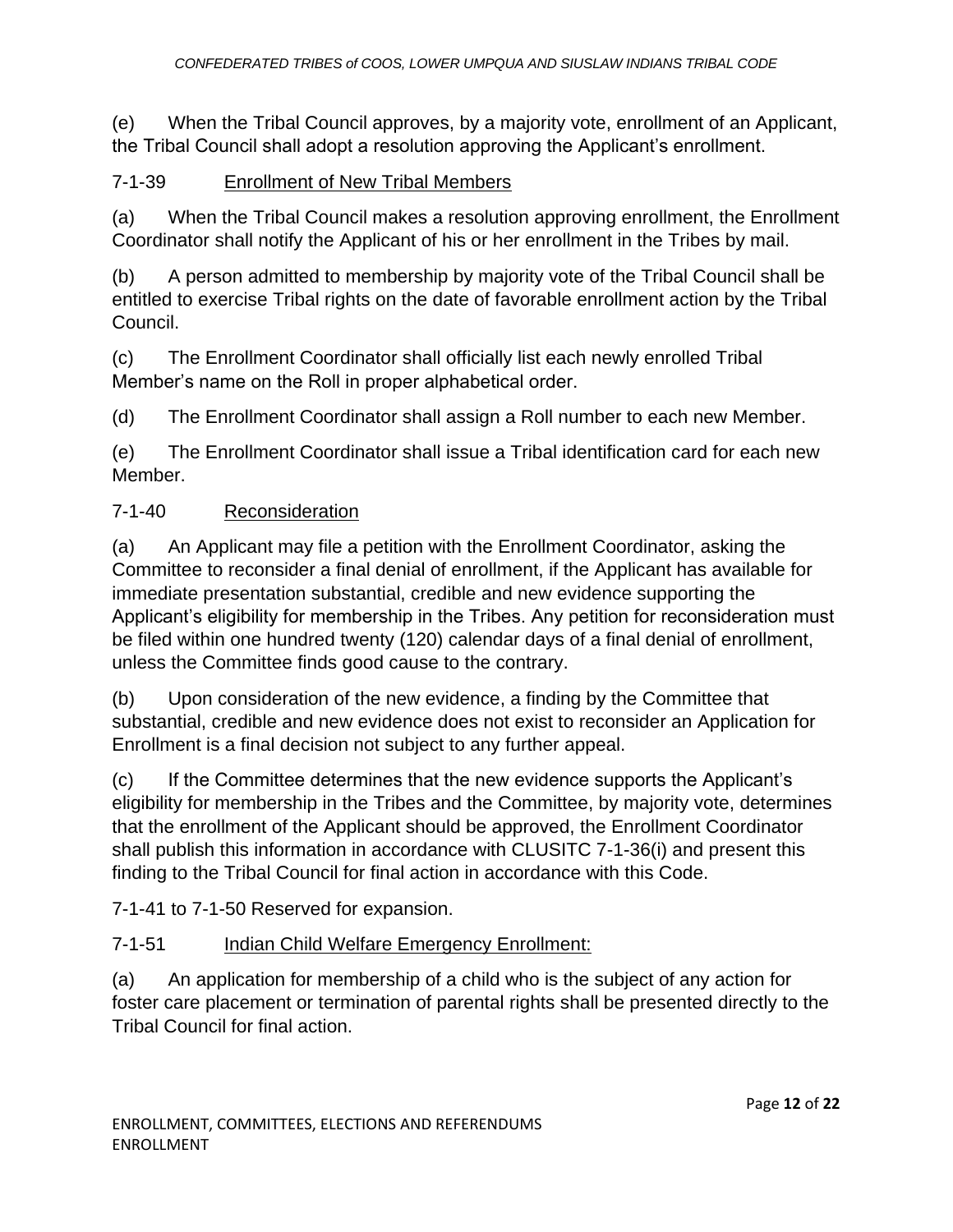(e) When the Tribal Council approves, by a majority vote, enrollment of an Applicant, the Tribal Council shall adopt a resolution approving the Applicant's enrollment.

7-1-39 Enrollment of New Tribal Members

(a) When the Tribal Council makes a resolution approving enrollment, the Enrollment Coordinator shall notify the Applicant of his or her enrollment in the Tribes by mail.

(b) A person admitted to membership by majority vote of the Tribal Council shall be entitled to exercise Tribal rights on the date of favorable enrollment action by the Tribal Council.

(c) The Enrollment Coordinator shall officially list each newly enrolled Tribal Member's name on the Roll in proper alphabetical order.

(d) The Enrollment Coordinator shall assign a Roll number to each new Member.

(e) The Enrollment Coordinator shall issue a Tribal identification card for each new Member.

7-1-40 Reconsideration

(a) An Applicant may file a petition with the Enrollment Coordinator, asking the Committee to reconsider a final denial of enrollment, if the Applicant has available for immediate presentation substantial, credible and new evidence supporting the Applicant's eligibility for membership in the Tribes. Any petition for reconsideration must be filed within one hundred twenty (120) calendar days of a final denial of enrollment, unless the Committee finds good cause to the contrary.

(b) Upon consideration of the new evidence, a finding by the Committee that substantial, credible and new evidence does not exist to reconsider an Application for Enrollment is a final decision not subject to any further appeal.

(c) If the Committee determines that the new evidence supports the Applicant's eligibility for membership in the Tribes and the Committee, by majority vote, determines that the enrollment of the Applicant should be approved, the Enrollment Coordinator shall publish this information in accordance with CLUSITC 7-1-36(i) and present this finding to the Tribal Council for final action in accordance with this Code.

7-1-41 to 7-1-50 Reserved for expansion.

7-1-51 Indian Child Welfare Emergency Enrollment:

(a) An application for membership of a child who is the subject of any action for foster care placement or termination of parental rights shall be presented directly to the Tribal Council for final action.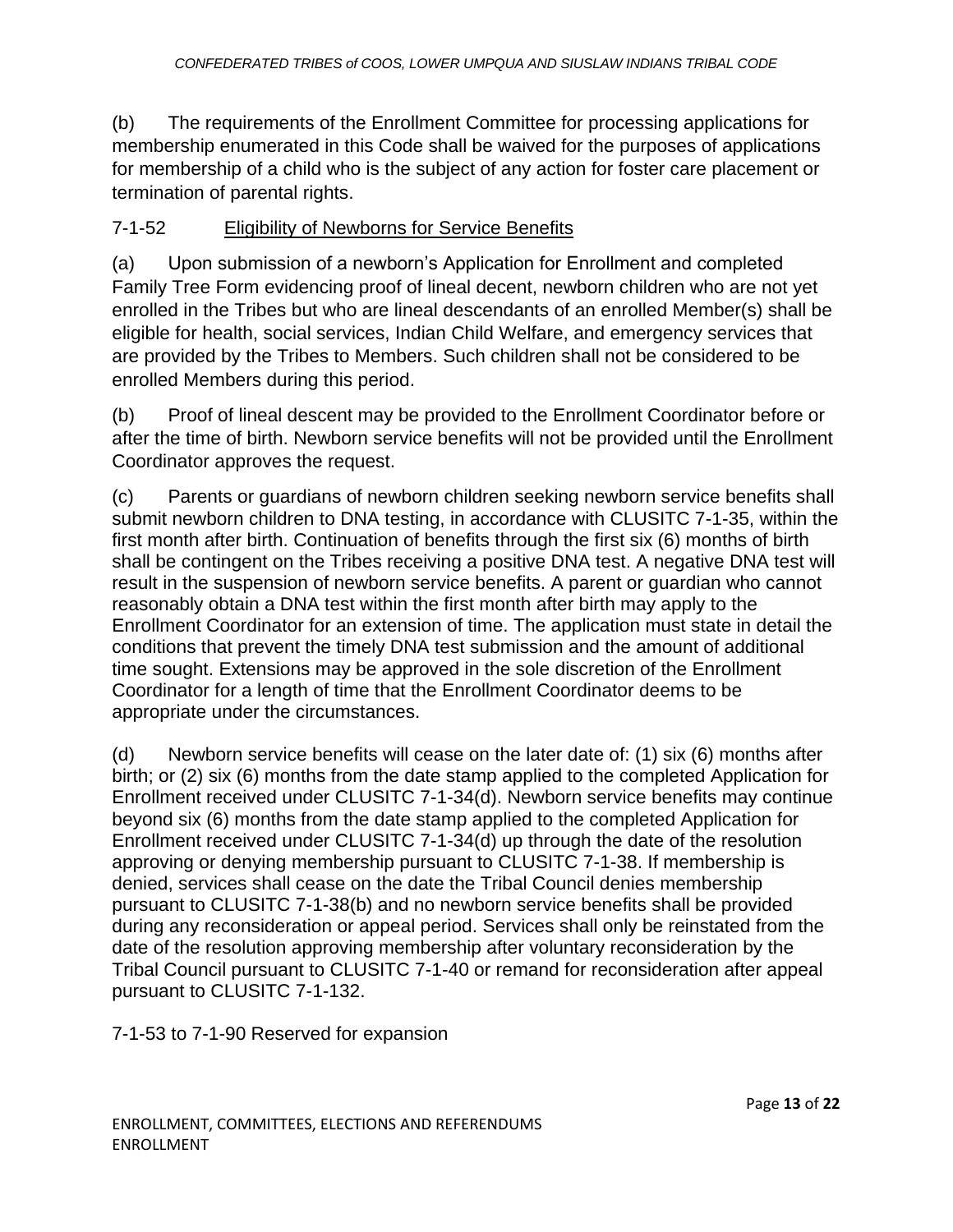(b) The requirements of the Enrollment Committee for processing applications for membership enumerated in this Code shall be waived for the purposes of applications for membership of a child who is the subject of any action for foster care placement or termination of parental rights.

7-1-52 Eligibility of Newborns for Service Benefits

(a) Upon submission of a newborn's Application for Enrollment and completed Family Tree Form evidencing proof of lineal decent, newborn children who are not yet enrolled in the Tribes but who are lineal descendants of an enrolled Member(s) shall be eligible for health, social services, Indian Child Welfare, and emergency services that are provided by the Tribes to Members. Such children shall not be considered to be enrolled Members during this period.

(b) Proof of lineal descent may be provided to the Enrollment Coordinator before or after the time of birth. Newborn service benefits will not be provided until the Enrollment Coordinator approves the request.

(c) Parents or guardians of newborn children seeking newborn service benefits shall submit newborn children to DNA testing, in accordance with CLUSITC 7-1-35, within the first month after birth. Continuation of benefits through the first six (6) months of birth shall be contingent on the Tribes receiving a positive DNA test. A negative DNA test will result in the suspension of newborn service benefits. A parent or guardian who cannot reasonably obtain a DNA test within the first month after birth may apply to the Enrollment Coordinator for an extension of time. The application must state in detail the conditions that prevent the timely DNA test submission and the amount of additional time sought. Extensions may be approved in the sole discretion of the Enrollment Coordinator for a length of time that the Enrollment Coordinator deems to be appropriate under the circumstances.

(d) Newborn service benefits will cease on the later date of: (1) six (6) months after birth; or (2) six (6) months from the date stamp applied to the completed Application for Enrollment received under CLUSITC 7-1-34(d). Newborn service benefits may continue beyond six (6) months from the date stamp applied to the completed Application for Enrollment received under CLUSITC 7-1-34(d) up through the date of the resolution approving or denying membership pursuant to CLUSITC 7-1-38. If membership is denied, services shall cease on the date the Tribal Council denies membership pursuant to CLUSITC 7-1-38(b) and no newborn service benefits shall be provided during any reconsideration or appeal period. Services shall only be reinstated from the date of the resolution approving membership after voluntary reconsideration by the Tribal Council pursuant to CLUSITC 7-1-40 or remand for reconsideration after appeal pursuant to CLUSITC 7-1-132.

7-1-53 to 7-1-90 Reserved for expansion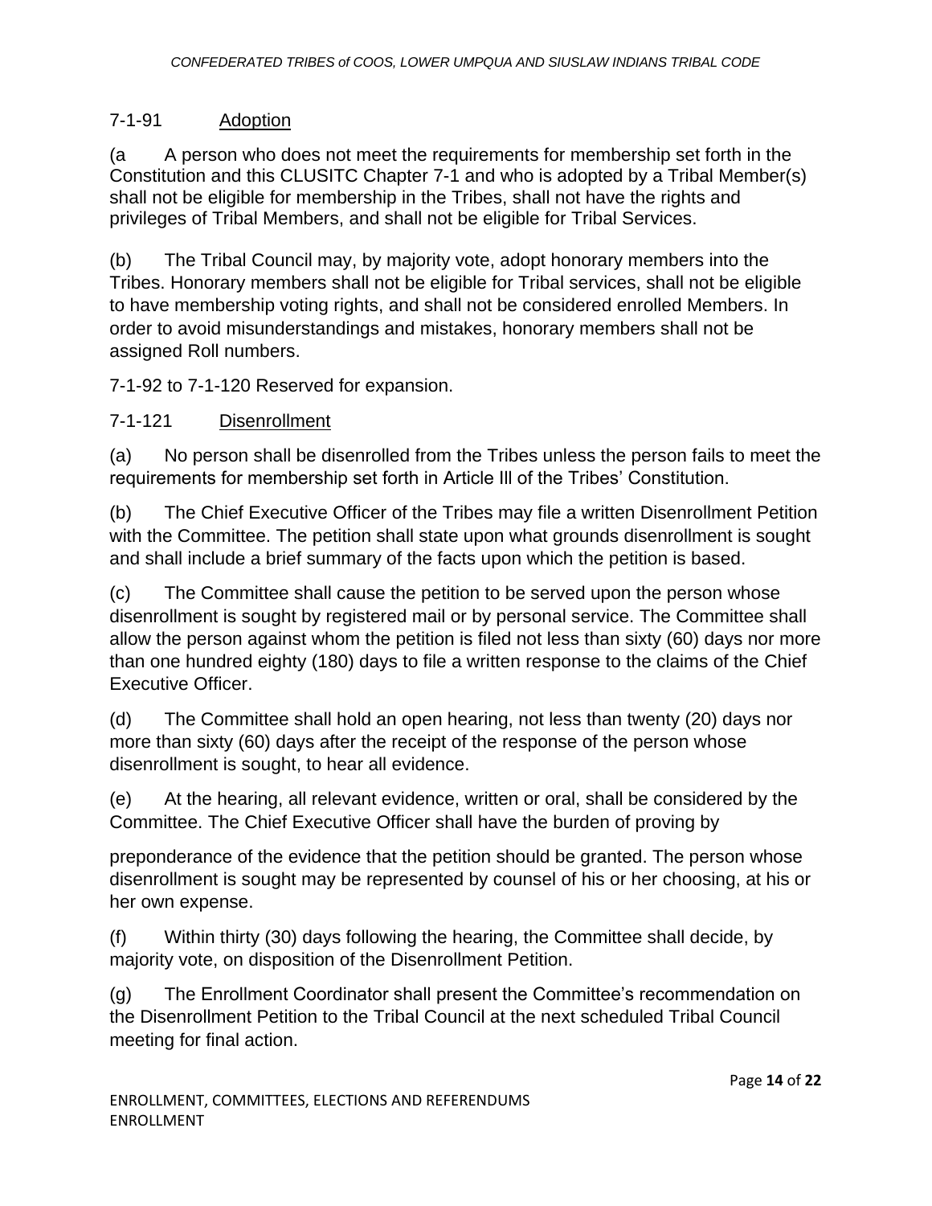### 7-1-91 Adoption

(a A person who does not meet the requirements for membership set forth in the Constitution and this CLUSITC Chapter 7-1 and who is adopted by a Tribal Member(s) shall not be eligible for membership in the Tribes, shall not have the rights and privileges of Tribal Members, and shall not be eligible for Tribal Services.

(b) The Tribal Council may, by majority vote, adopt honorary members into the Tribes. Honorary members shall not be eligible for Tribal services, shall not be eligible to have membership voting rights, and shall not be considered enrolled Members. In order to avoid misunderstandings and mistakes, honorary members shall not be assigned Roll numbers.

7-1-92 to 7-1-120 Reserved for expansion.

### 7-1-121 Disenrollment

(a) No person shall be disenrolled from the Tribes unless the person fails to meet the requirements for membership set forth in Article III of the Tribes' Constitution.

(b) The Chief Executive Officer of the Tribes may file a written Disenrollment Petition with the Committee. The petition shall state upon what grounds disenrollment is sought and shall include a brief summary of the facts upon which the petition is based.

(c) The Committee shall cause the petition to be served upon the person whose disenrollment is sought by registered mail or by personal service. The Committee shall allow the person against whom the petition is filed not less than sixty (60) days nor more than one hundred eighty (180) days to file a written response to the claims of the Chief Executive Officer.

(d) The Committee shall hold an open hearing, not less than twenty (20) days nor more than sixty (60) days after the receipt of the response of the person whose disenrollment is sought, to hear all evidence.

(e) At the hearing, all relevant evidence, written or oral, shall be considered by the Committee. The Chief Executive Officer shall have the burden of proving by preponderance of the evidence that the petition should be granted. The person whose disenrollment is sought may be represented by counsel of his or her choosing, at his or her own expense.

(f) Within thirty (30) days following the hearing, the Committee shall decide, by majority vote, on disposition of the Disenrollment Petition.

(g) The Enrollment Coordinator shall present the Committee's recommendation on the Disenrollment Petition to the Tribal Council at the next scheduled Tribal Council meeting for final action.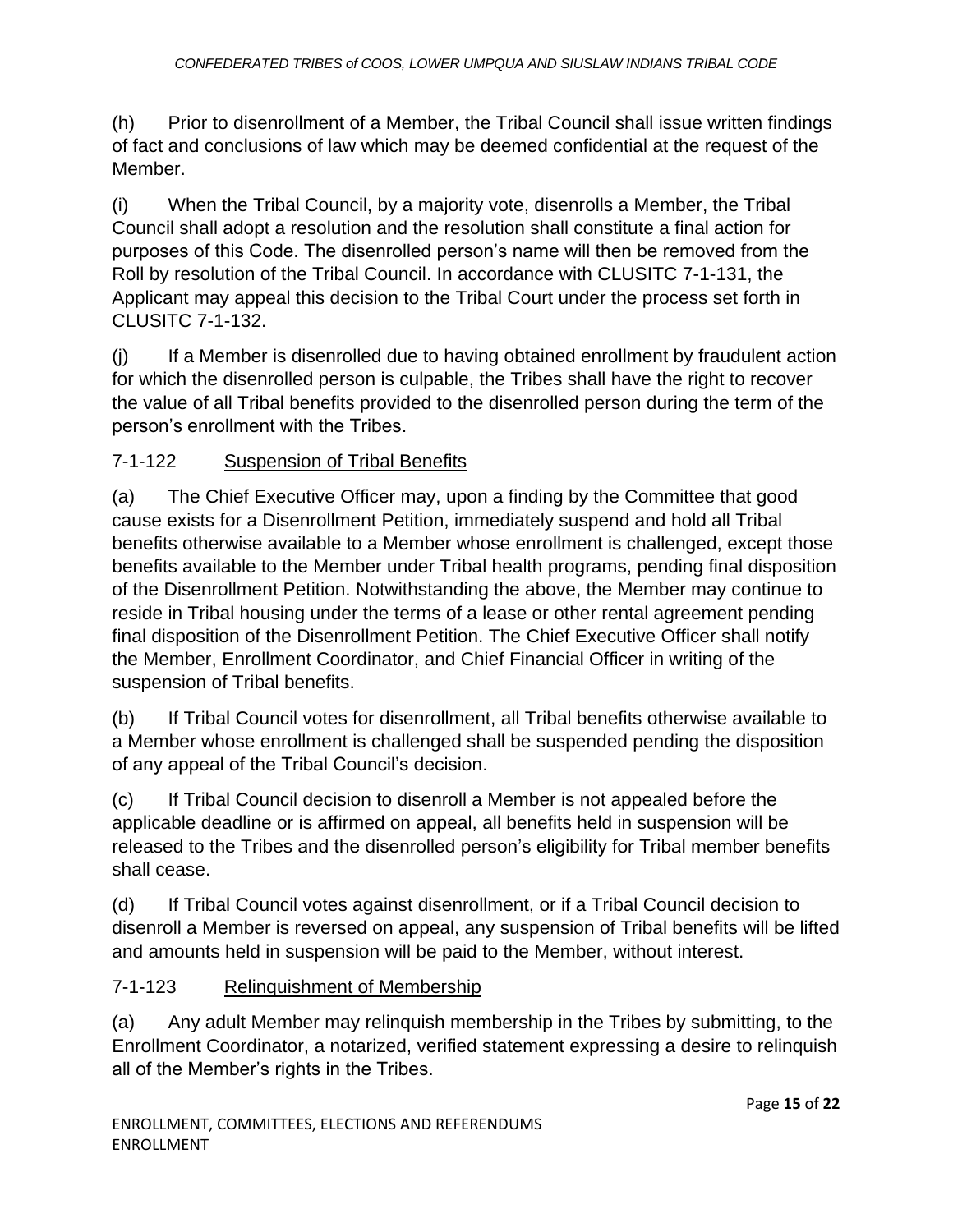(h) Prior to disenrollment of a Member, the Tribal Council shall issue written findings of fact and conclusions of law which may be deemed confidential at the request of the Member.

(i) When the Tribal Council, by a majority vote, disenrolls a Member, the Tribal Council shall adopt a resolution and the resolution shall constitute a final action for purposes of this Code. The disenrolled person's name will then be removed from the Roll by resolution of the Tribal Council. In accordance with CLUSITC 7-1-131, the Applicant may appeal this decision to the Tribal Court under the process set forth in CLUSITC 7-1-132.

(j) If a Member is disenrolled due to having obtained enrollment by fraudulent action for which the disenrolled person is culpable, the Tribes shall have the right to recover the value of all Tribal benefits provided to the disenrolled person during the term of the person's enrollment with the Tribes.

7-1-122 Suspension of Tribal Benefits

(a) The Chief Executive Officer may, upon a finding by the Committee that good cause exists for a Disenrollment Petition, immediately suspend and hold all Tribal benefits otherwise available to a Member whose enrollment is challenged, except those benefits available to the Member under Tribal health programs, pending final disposition of the Disenrollment Petition. Notwithstanding the above, the Member may continue to reside in Tribal housing under the terms of a lease or other rental agreement pending final disposition of the Disenrollment Petition. The Chief Executive Officer shall notify the Member, Enrollment Coordinator, and Chief Financial Officer in writing of the suspension of Tribal benefits.

(b) If Tribal Council votes for disenrollment, all Tribal benefits otherwise available to a Member whose enrollment is challenged shall be suspended pending the disposition of any appeal of the Tribal Council's decision.

(c) If Tribal Council decision to disenroll a Member is not appealed before the applicable deadline or is affirmed on appeal, all benefits held in suspension will be released to the Tribes and the disenrolled person's eligibility for Tribal member benefits shall cease.

(d) If Tribal Council votes against disenrollment, or if a Tribal Council decision to disenroll a Member is reversed on appeal, any suspension of Tribal benefits will be lifted and amounts held in suspension will be paid to the Member, without interest.

7-1-123 Relinquishment of Membership

(a) Any adult Member may relinquish membership in the Tribes by submitting, to the Enrollment Coordinator, a notarized, verified statement expressing a desire to relinquish all of the Member's rights in the Tribes.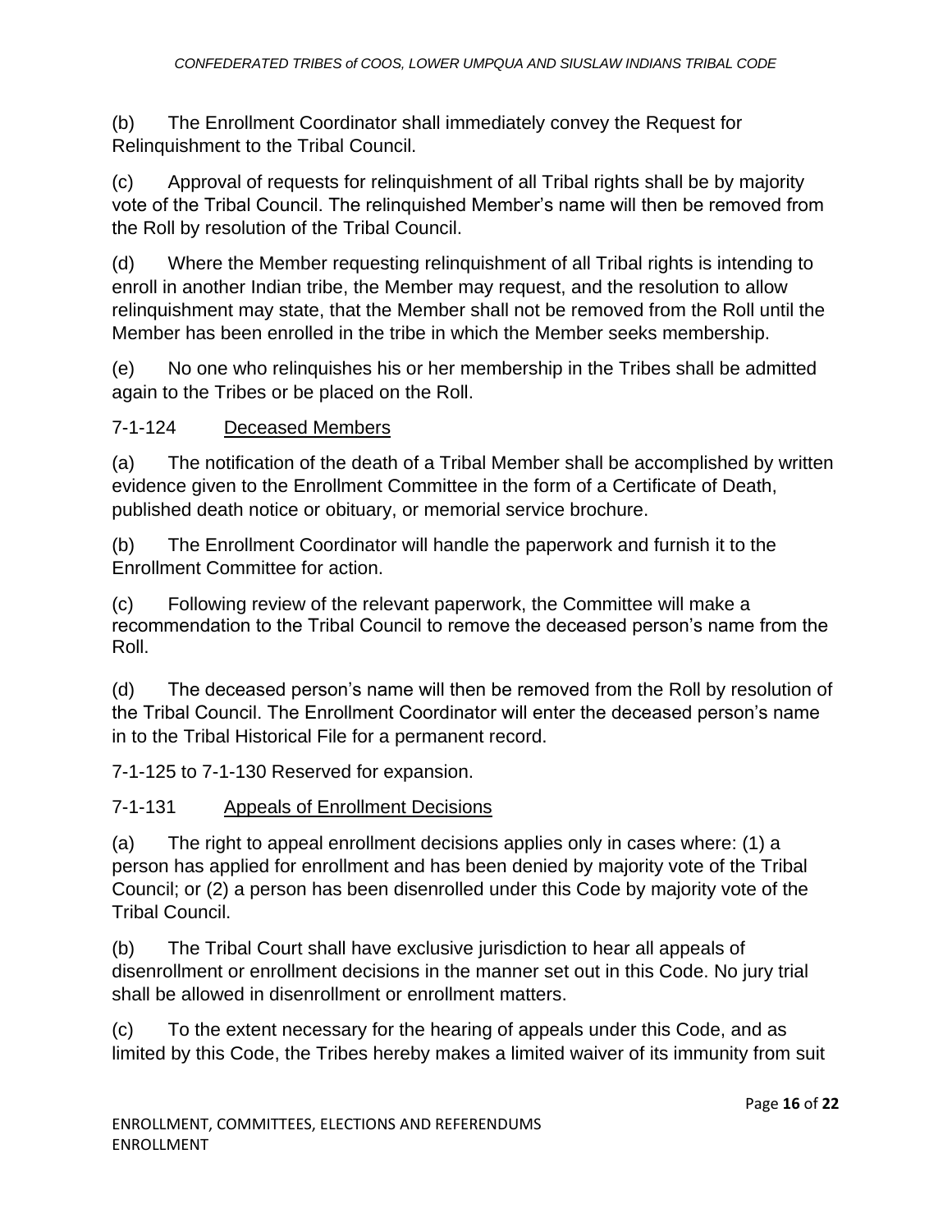(b) The Enrollment Coordinator shall immediately convey the Request for Relinquishment to the Tribal Council.

(c) Approval of requests for relinquishment of all Tribal rights shall be by majority vote of the Tribal Council. The relinquished Member's name will then be removed from the Roll by resolution of the Tribal Council.

(d) Where the Member requesting relinquishment of all Tribal rights is intending to enroll in another Indian tribe, the Member may request, and the resolution to allow relinquishment may state, that the Member shall not be removed from the Roll until the Member has been enrolled in the tribe in which the Member seeks membership.

(e) No one who relinquishes his or her membership in the Tribes shall be admitted again to the Tribes or be placed on the Roll.

7-1-124 Deceased Members

(a) The notification of the death of a Tribal Member shall be accomplished by written evidence given to the Enrollment Committee in the form of a Certificate of Death, published death notice or obituary, or memorial service brochure.

(b) The Enrollment Coordinator will handle the paperwork and furnish it to the Enrollment Committee for action.

(c) Following review of the relevant paperwork, the Committee will make a recommendation to the Tribal Council to remove the deceased person's name from the Roll.

(d) The deceased person's name will then be removed from the Roll by resolution of the Tribal Council. The Enrollment Coordinator will enter the deceased person's name in to the Tribal Historical File for a permanent record.

7-1-125 to 7-1-130 Reserved for expansion.

7-1-131 Appeals of Enrollment Decisions

(a) The right to appeal enrollment decisions applies only in cases where: (1) a person has applied for enrollment and has been denied by majority vote of the Tribal Council; or (2) a person has been disenrolled under this Code by majority vote of the Tribal Council.

(b) The Tribal Court shall have exclusive jurisdiction to hear all appeals of disenrollment or enrollment decisions in the manner set out in this Code. No jury trial shall be allowed in disenrollment or enrollment matters.

(c) To the extent necessary for the hearing of appeals under this Code, and as limited by this Code, the Tribes hereby makes a limited waiver of its immunity from suit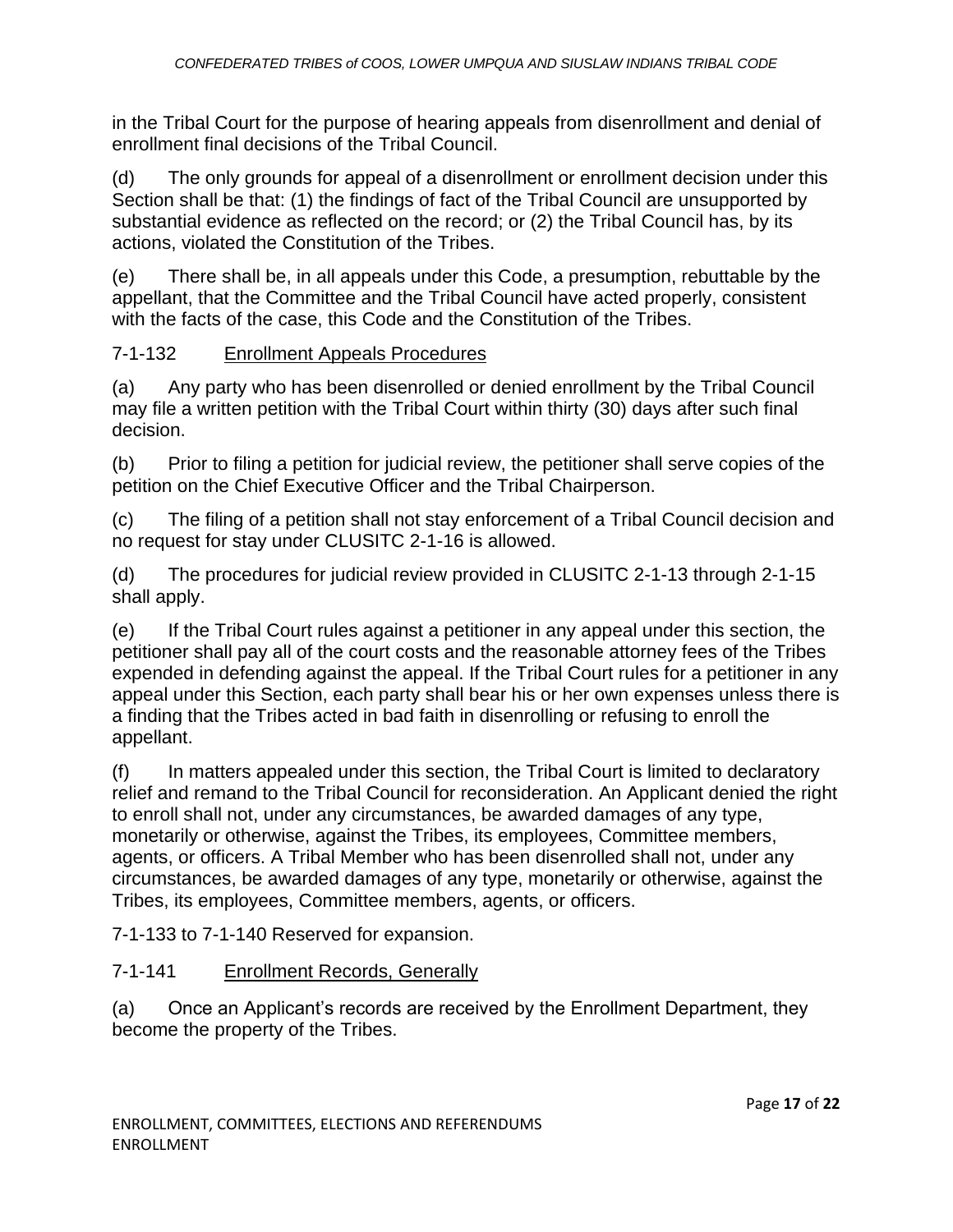in the Tribal Court for the purpose of hearing appeals from disenrollment and denial of enrollment final decisions of the Tribal Council.

(d) The only grounds for appeal of a disenrollment or enrollment decision under this Section shall be that: (1) the findings of fact of the Tribal Council are unsupported by substantial evidence as reflected on the record; or (2) the Tribal Council has, by its actions, violated the Constitution of the Tribes.

(e) There shall be, in all appeals under this Code, a presumption, rebuttable by the appellant, that the Committee and the Tribal Council have acted properly, consistent with the facts of the case, this Code and the Constitution of the Tribes.

7-1-132 Enrollment Appeals Procedures

(a) Any party who has been disenrolled or denied enrollment by the Tribal Council may file a written petition with the Tribal Court within thirty (30) days after such final decision.

(b) Prior to filing a petition for judicial review, the petitioner shall serve copies of the petition on the Chief Executive Officer and the Tribal Chairperson.

(c) The filing of a petition shall not stay enforcement of a Tribal Council decision and no request for stay under CLUSITC 2-1-16 is allowed.

(d) The procedures for judicial review provided in CLUSITC 2-1-13 through 2-1-15 shall apply.

(e) If the Tribal Court rules against a petitioner in any appeal under this section, the petitioner shall pay all of the court costs and the reasonable attorney fees of the Tribes expended in defending against the appeal. If the Tribal Court rules for a petitioner in any appeal under this Section, each party shall bear his or her own expenses unless there is a finding that the Tribes acted in bad faith in disenrolling or refusing to enroll the appellant.

(f) In matters appealed under this section, the Tribal Court is limited to declaratory relief and remand to the Tribal Council for reconsideration. An Applicant denied the right to enroll shall not, under any circumstances, be awarded damages of any type, monetarily or otherwise, against the Tribes, its employees, Committee members, agents, or officers. A Tribal Member who has been disenrolled shall not, under any circumstances, be awarded damages of any type, monetarily or otherwise, against the Tribes, its employees, Committee members, agents, or officers.

7-1-133 to 7-1-140 Reserved for expansion.

7-1-141 Enrollment Records, Generally

(a) Once an Applicant's records are received by the Enrollment Department, they become the property of the Tribes.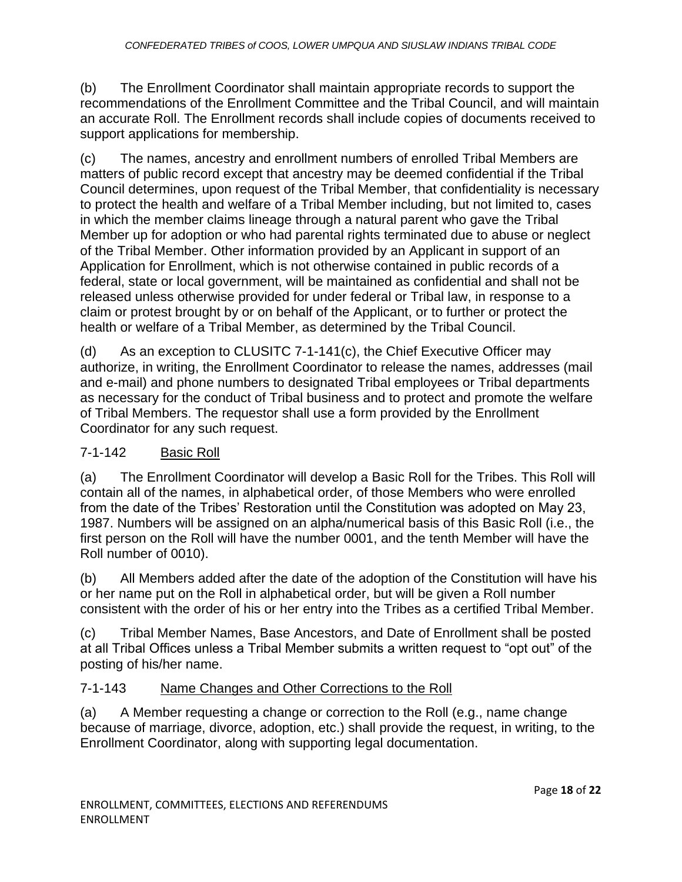(b) The Enrollment Coordinator shall maintain appropriate records to support the recommendations of the Enrollment Committee and the Tribal Council, and will maintain an accurate Roll. The Enrollment records shall include copies of documents received to support applications for membership.

(c) The names, ancestry and enrollment numbers of enrolled Tribal Members are matters of public record except that ancestry may be deemed confidential if the Tribal Council determines, upon request of the Tribal Member, that confidentiality is necessary to protect the health and welfare of a Tribal Member including, but not limited to, cases in which the member claims lineage through a natural parent who gave the Tribal Member up for adoption or who had parental rights terminated due to abuse or neglect of the Tribal Member. Other information provided by an Applicant in support of an Application for Enrollment, which is not otherwise contained in public records of a federal, state or local government, will be maintained as confidential and shall not be released unless otherwise provided for under federal or Tribal law, in response to a claim or protest brought by or on behalf of the Applicant, or to further or protect the health or welfare of a Tribal Member, as determined by the Tribal Council.

(d) As an exception to CLUSITC 7-1-141(c), the Chief Executive Officer may authorize, in writing, the Enrollment Coordinator to release the names, addresses (mail and e-mail) and phone numbers to designated Tribal employees or Tribal departments as necessary for the conduct of Tribal business and to protect and promote the welfare of Tribal Members. The requestor shall use a form provided by the Enrollment Coordinator for any such request.

## 7-1-142 Basic Roll

(a) The Enrollment Coordinator will develop a Basic Roll for the Tribes. This Roll will contain all of the names, in alphabetical order, of those Members who were enrolled from the date of the Tribes' Restoration until the Constitution was adopted on May 23, 1987. Numbers will be assigned on an alpha/numerical basis of this Basic Roll (i.e., the first person on the Roll will have the number 0001, and the tenth Member will have the Roll number of 0010).

(b) All Members added after the date of the adoption of the Constitution will have his or her name put on the Roll in alphabetical order, but will be given a Roll number consistent with the order of his or her entry into the Tribes as a certified Tribal Member.

(c) Tribal Member Names, Base Ancestors, and Date of Enrollment shall be posted at all Tribal Offices unless a Tribal Member submits a written request to "opt out" of the posting of his/her name.

## 7-1-143 Name Changes and Other Corrections to the Roll

(a) A Member requesting a change or correction to the Roll (e.g., name change because of marriage, divorce, adoption, etc.) shall provide the request, in writing, to the Enrollment Coordinator, along with supporting legal documentation.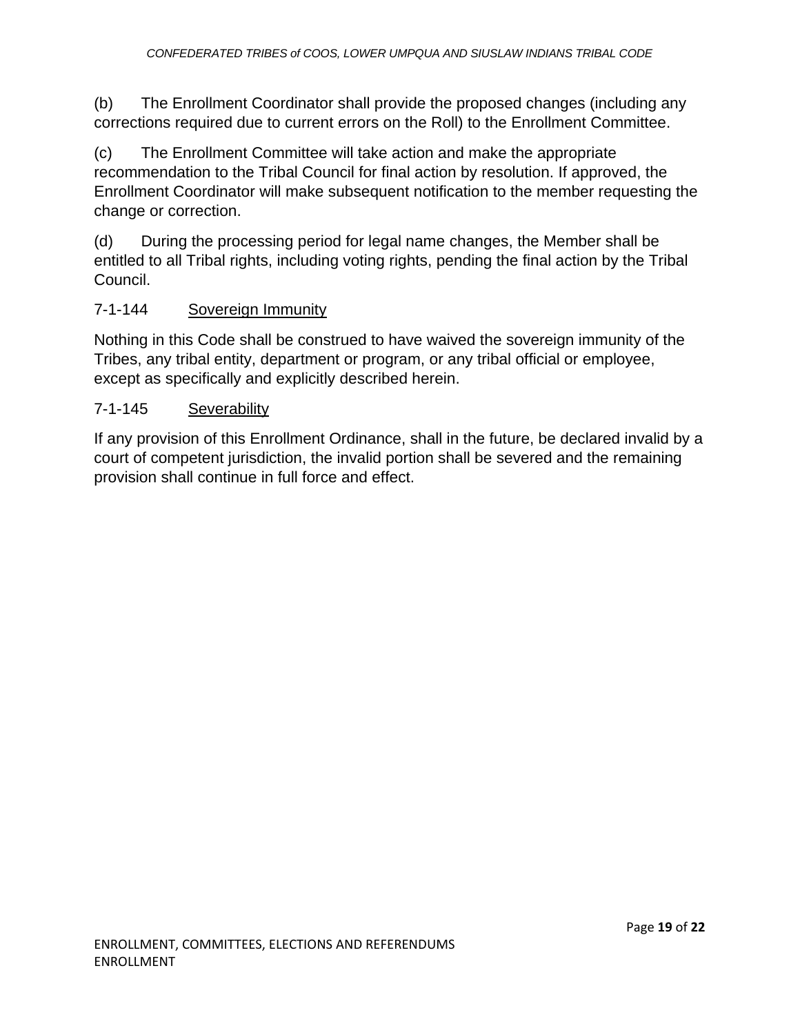(b) The Enrollment Coordinator shall provide the proposed changes (including any corrections required due to current errors on the Roll) to the Enrollment Committee.

(c) The Enrollment Committee will take action and make the appropriate recommendation to the Tribal Council for final action by resolution. If approved, the Enrollment Coordinator will make subsequent notification to the member requesting the change or correction.

(d) During the processing period for legal name changes, the Member shall be entitled to all Tribal rights, including voting rights, pending the final action by the Tribal Council.

### 7-1-144 Sovereign Immunity

Nothing in this Code shall be construed to have waived the sovereign immunity of the Tribes, any tribal entity, department or program, or any tribal official or employee, except as specifically and explicitly described herein.

### 7-1-145 Severability

If any provision of this Enrollment Ordinance, shall in the future, be declared invalid by a court of competent jurisdiction, the invalid portion shall be severed and the remaining provision shall continue in full force and effect.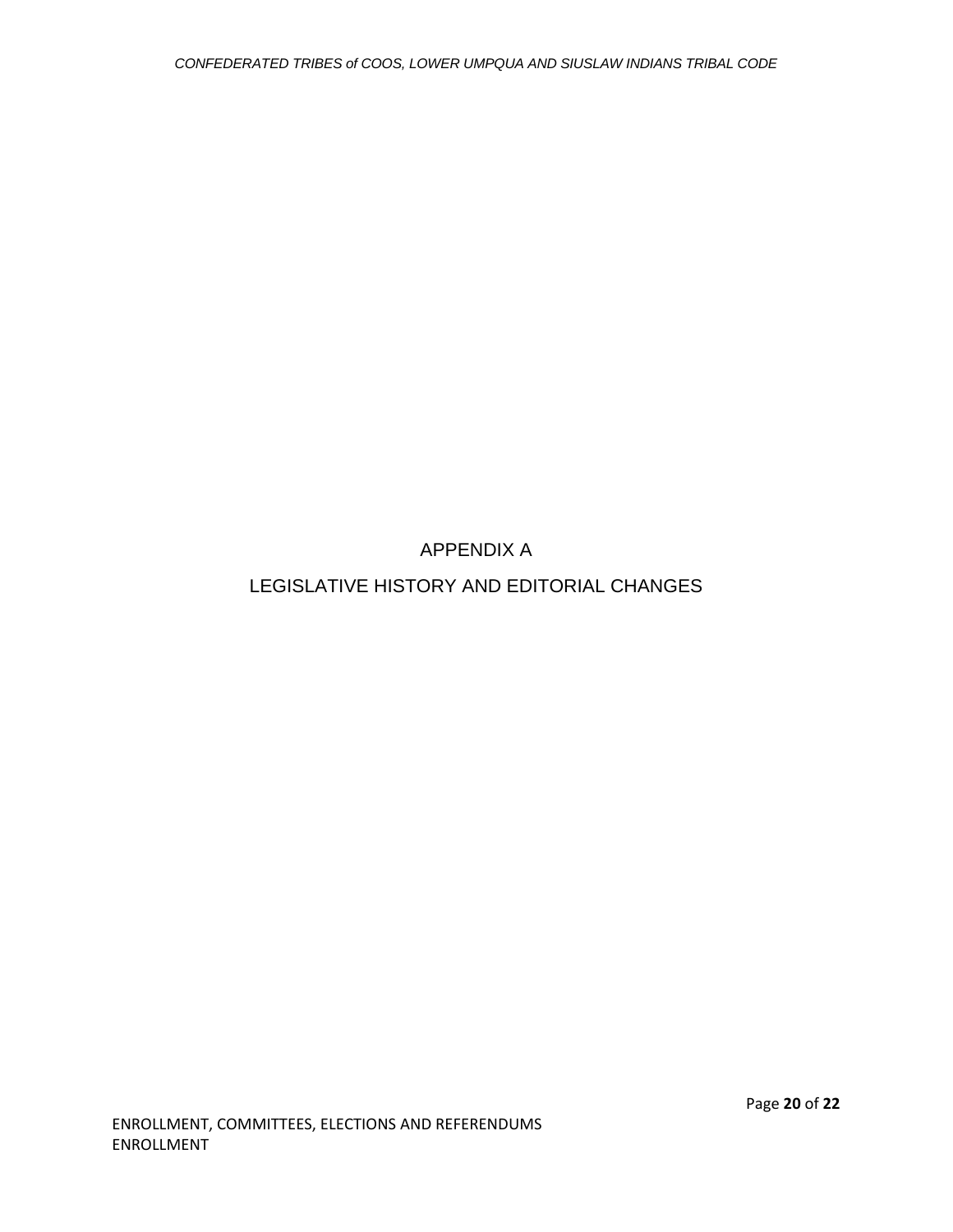# APPENDIX A

# LEGISLATIVE HISTORY AND EDITORIAL CHANGES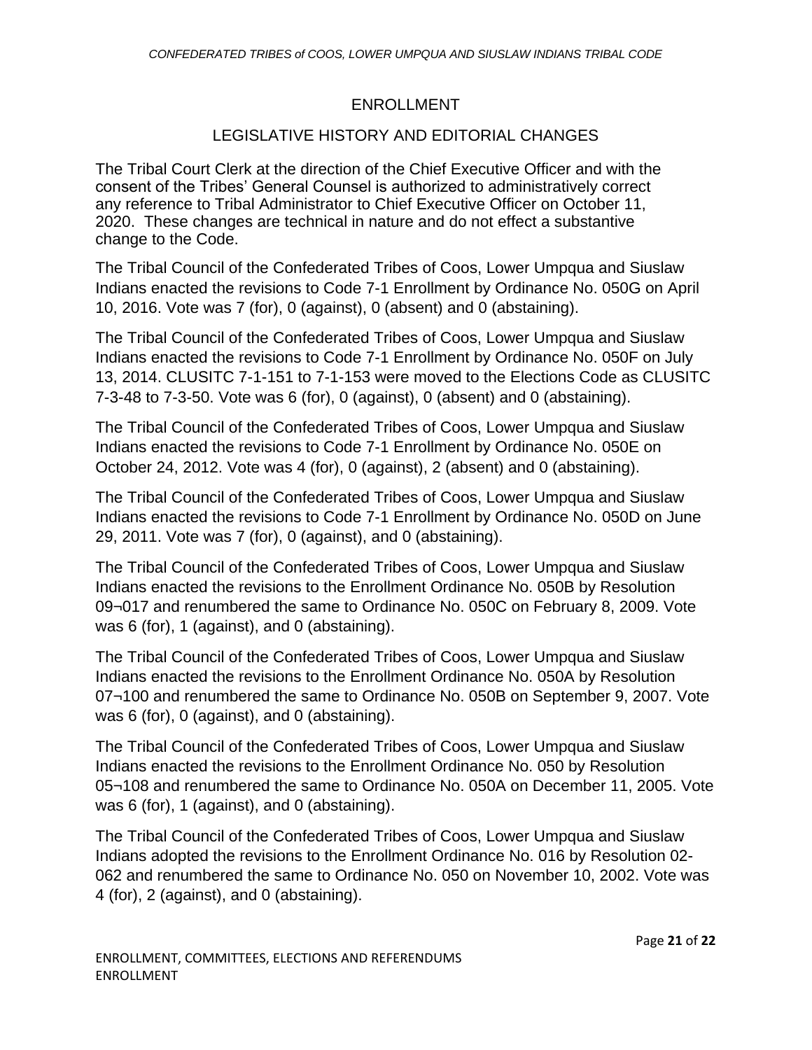## ENROLLMENT

## LEGISLATIVE HISTORY AND EDITORIAL CHANGES

The Tribal Court Clerk at the direction of the Chief Executive Officer and with the consent of the Tribes' General Counsel is authorized to administratively correct any reference to Tribal Administrator to Chief Executive Officer on October 11, 2020. These changes are technical in nature and do not effect a substantive change to the Code.

The Tribal Council of the Confederated Tribes of Coos, Lower Umpqua and Siuslaw Indians enacted the revisions to Code 7-1 Enrollment by Ordinance No. 050G on April 10, 2016. Vote was 7 (for), 0 (against), 0 (absent) and 0 (abstaining).

The Tribal Council of the Confederated Tribes of Coos, Lower Umpqua and Siuslaw Indians enacted the revisions to Code 7-1 Enrollment by Ordinance No. 050F on July 13, 2014. CLUSITC 7-1-151 to 7-1-153 were moved to the Elections Code as CLUSITC 7-3-48 to 7-3-50. Vote was 6 (for), 0 (against), 0 (absent) and 0 (abstaining).

The Tribal Council of the Confederated Tribes of Coos, Lower Umpqua and Siuslaw Indians enacted the revisions to Code 7-1 Enrollment by Ordinance No. 050E on October 24, 2012. Vote was 4 (for), 0 (against), 2 (absent) and 0 (abstaining).

The Tribal Council of the Confederated Tribes of Coos, Lower Umpqua and Siuslaw Indians enacted the revisions to Code 7-1 Enrollment by Ordinance No. 050D on June 29, 2011. Vote was 7 (for), 0 (against), and 0 (abstaining).

The Tribal Council of the Confederated Tribes of Coos, Lower Umpqua and Siuslaw Indians enacted the revisions to the Enrollment Ordinance No. 050B by Resolution 09¬017 and renumbered the same to Ordinance No. 050C on February 8, 2009. Vote was 6 (for), 1 (against), and 0 (abstaining).

The Tribal Council of the Confederated Tribes of Coos, Lower Umpqua and Siuslaw Indians enacted the revisions to the Enrollment Ordinance No. 050A by Resolution 07¬100 and renumbered the same to Ordinance No. 050B on September 9, 2007. Vote was 6 (for), 0 (against), and 0 (abstaining).

The Tribal Council of the Confederated Tribes of Coos, Lower Umpqua and Siuslaw Indians enacted the revisions to the Enrollment Ordinance No. 050 by Resolution 05¬108 and renumbered the same to Ordinance No. 050A on December 11, 2005. Vote was 6 (for), 1 (against), and 0 (abstaining).

The Tribal Council of the Confederated Tribes of Coos, Lower Umpqua and Siuslaw Indians adopted the revisions to the Enrollment Ordinance No. 016 by Resolution 02-062 and renumbered the same to Ordinance No. 050 on November 10, 2002. Vote was 4 (for), 2 (against), and 0 (abstaining).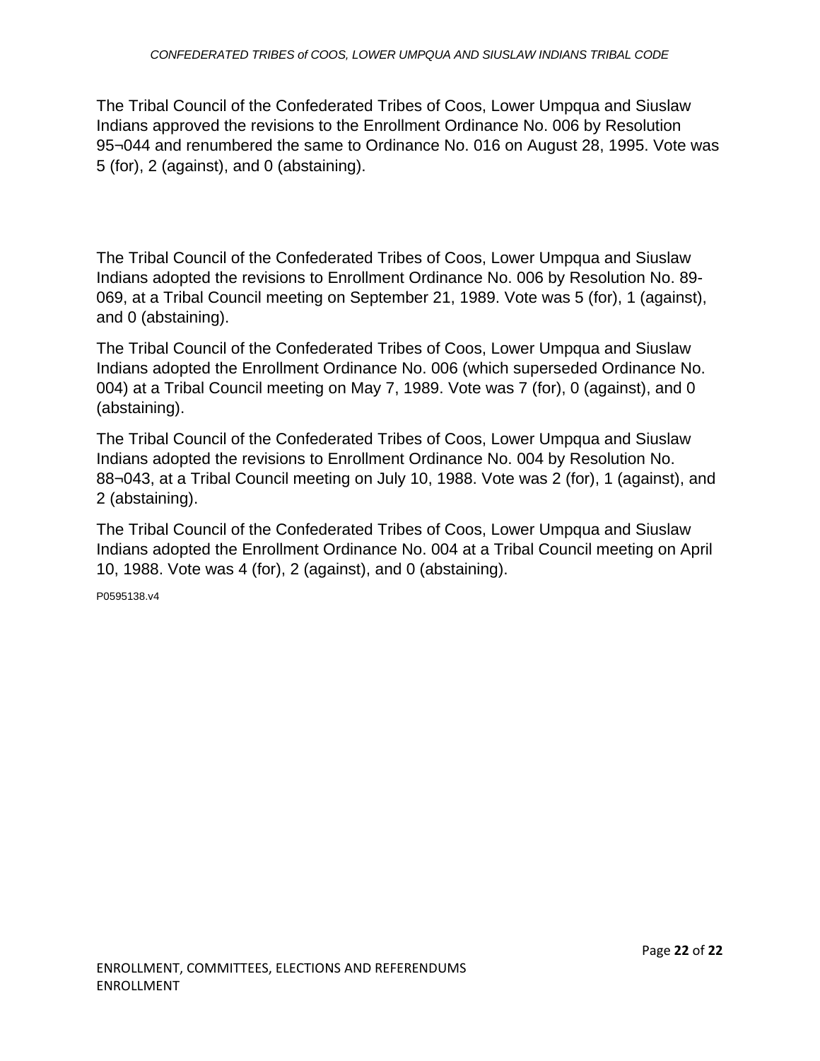The Tribal Council of the Confederated Tribes of Coos, Lower Umpqua and Siuslaw Indians approved the revisions to the Enrollment Ordinance No. 006 by Resolution 95¬044 and renumbered the same to Ordinance No. 016 on August 28, 1995. Vote was 5 (for), 2 (against), and 0 (abstaining).

The Tribal Council of the Confederated Tribes of Coos, Lower Umpqua and Siuslaw Indians adopted the revisions to Enrollment Ordinance No. 006 by Resolution No. 89-069, at a Tribal Council meeting on September 21, 1989. Vote was 5 (for), 1 (against), and 0 (abstaining).

The Tribal Council of the Confederated Tribes of Coos, Lower Umpqua and Siuslaw Indians adopted the Enrollment Ordinance No. 006 (which superseded Ordinance No. 004) at a Tribal Council meeting on May 7, 1989. Vote was 7 (for), 0 (against), and 0 (abstaining).

The Tribal Council of the Confederated Tribes of Coos, Lower Umpqua and Siuslaw Indians adopted the revisions to Enrollment Ordinance No. 004 by Resolution No. 88¬043, at a Tribal Council meeting on July 10, 1988. Vote was 2 (for), 1 (against), and 2 (abstaining).

The Tribal Council of the Confederated Tribes of Coos, Lower Umpqua and Siuslaw Indians adopted the Enrollment Ordinance No. 004 at a Tribal Council meeting on April 10, 1988. Vote was 4 (for), 2 (against), and 0 (abstaining).

P0595138.v4